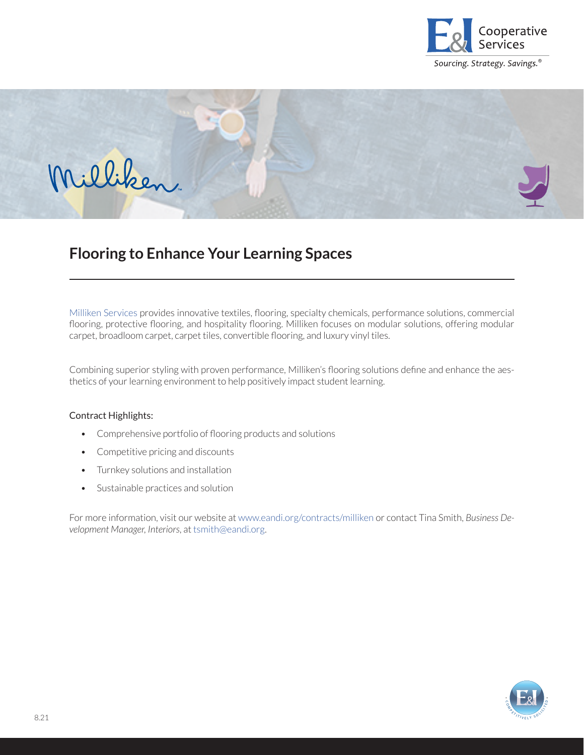# Flooring to Enhance Your Learning Spaces

Milliken Services provides innovative textiles, flooring, specialty chemicals, performance solutions, commercial flooring, protective flooring, and hospitality flooring. Milliken focuses on modular solutions, offering modular carpet, broadloom carpet, carpet tiles, convertible flooring, and luxury vinyl tiles.

Combining superior styling with proven performance, Milliken's flooring solutions define and enhance the aesthetics of your learning environment to help positively impact student learning.

Contract Highlights:

- Comprehensive portfolio of flooring products and solutions
- Competitive pricing and discounts
- Turnkey solutions and installation
- Sustainable practices and solution

For more information, visit our website at www.eandi.org/contracts/milliken or contact Tina Smith, *Business Development Manager, Interiors*, at tsmith@eandi.org.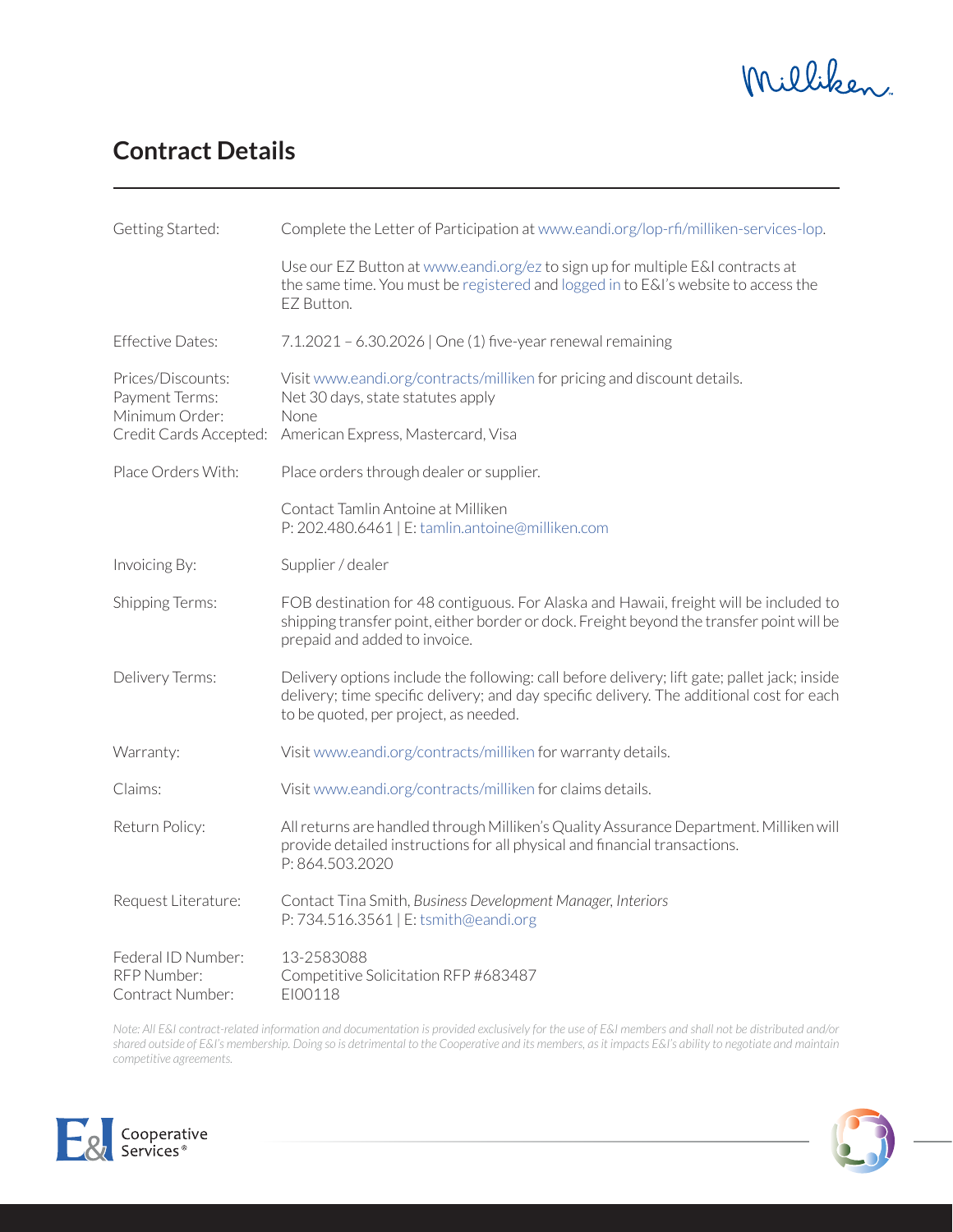## Contract Details

| | |
|---|---|
| Getting Started: | Complete the Letter of Participation at www.eandi.org/lop-rfi/milliken-services-lop.<br><br>Use our EZ Button at www.eandi.org/ez to sign up for multiple E&I contracts at the same time. You must be registered and logged in to E&I's website to access the EZ Button. |
| Effective Dates: | 7.1.2021 – 6.30.2026 \| One (1) five-year renewal remaining |
| Prices/Discounts: | Visit www.eandi.org/contracts/milliken for pricing and discount details. |
| Payment Terms: | Net 30 days, state statutes apply |
| Minimum Order: | None |
| Credit Cards Accepted: | American Express, Mastercard, Visa |
| Place Orders With: | Place orders through dealer or supplier.<br><br>Contact Tamlin Antoine at Milliken<br>P: 202.480.6461 \| E: tamlin.antoine@milliken.com |
| Invoicing By: | Supplier / dealer |
| Shipping Terms: | FOB destination for 48 contiguous. For Alaska and Hawaii, freight will be included to shipping transfer point, either border or dock. Freight beyond the transfer point will be prepaid and added to invoice. |
| Delivery Terms: | Delivery options include the following: call before delivery; lift gate; pallet jack; inside delivery; time specific delivery; and day specific delivery. The additional cost for each to be quoted, per project, as needed. |
| Warranty: | Visit www.eandi.org/contracts/milliken for warranty details. |
| Claims: | Visit www.eandi.org/contracts/milliken for claims details. |
| Return Policy: | All returns are handled through Milliken's Quality Assurance Department. Milliken will provide detailed instructions for all physical and financial transactions.<br>P: 864.503.2020 |
| Request Literature: | Contact Tina Smith, *Business Development Manager, Interiors*<br>P: 734.516.3561 \| E: tsmith@eandi.org |
| Federal ID Number: | 13-2583088 |
| RFP Number: | Competitive Solicitation RFP #683487 |
| Contract Number: | EI00118 |

*Note: All E&I contract-related information and documentation is provided exclusively for the use of E&I members and shall not be distributed and/or shared outside of E&I's membership. Doing so is detrimental to the Cooperative and its members, as it impacts E&I's ability to negotiate and maintain competitive agreements.*